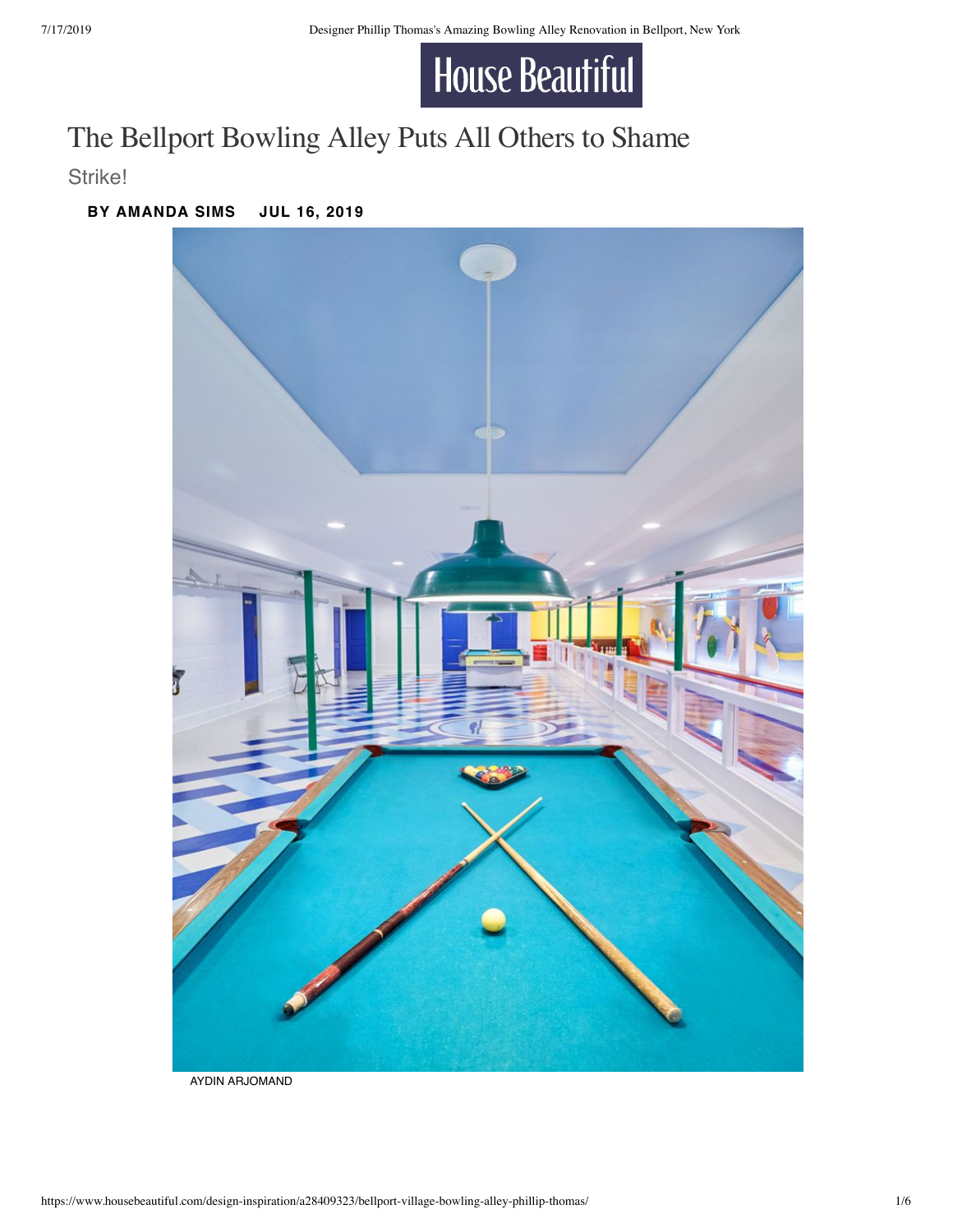House Beautiful

# The Bellport Bowling Alley Puts All Others to Shame

Strike!

**BY AMANDA SIMS JUL 16, 2019**

AYDIN ARJOMAND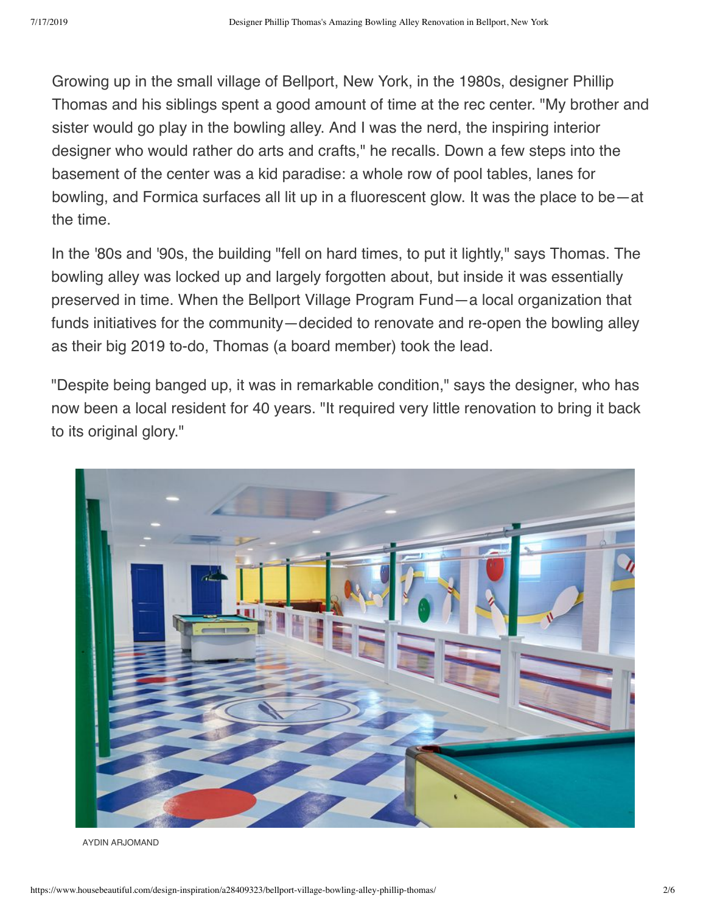Growing up in the small village of Bellport, New York, in the 1980s, designer Phillip Thomas and his siblings spent a good amount of time at the rec center. "My brother and sister would go play in the bowling alley. And I was the nerd, the inspiring interior designer who would rather do arts and crafts," he recalls. Down a few steps into the basement of the center was a kid paradise: a whole row of pool tables, lanes for bowling, and Formica surfaces all lit up in a fluorescent glow. It was the place to be—at the time.

In the '80s and '90s, the building "fell on hard times, to put it lightly," says Thomas. The bowling alley was locked up and largely forgotten about, but inside it was essentially preserved in time. When the Bellport Village Program Fund—a local organization that funds initiatives for the community—decided to renovate and re-open the bowling alley as their big 2019 to-do, Thomas (a board member) took the lead.

"Despite being banged up, it was in remarkable condition," says the designer, who has now been a local resident for 40 years. "It required very little renovation to bring it back to its original glory."

AYDIN ARJOMAND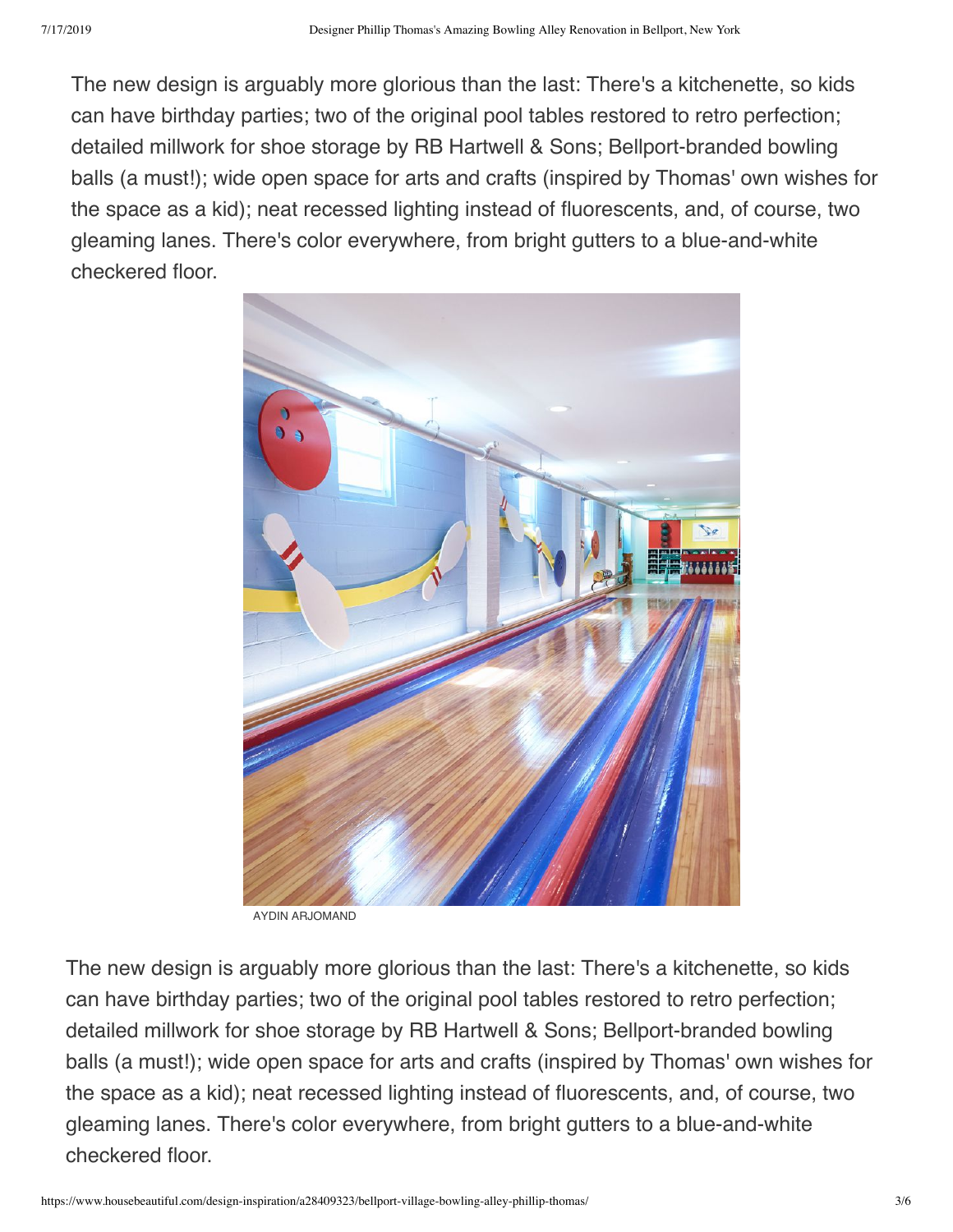The new design is arguably more glorious than the last: There's a kitchenette, so kids can have birthday parties; two of the original pool tables restored to retro perfection; detailed millwork for shoe storage by RB Hartwell & Sons; Bellport-branded bowling balls (a must!); wide open space for arts and crafts (inspired by Thomas' own wishes for the space as a kid); neat recessed lighting instead of fluorescents, and, of course, two gleaming lanes. There's color everywhere, from bright gutters to a blue-and-white checkered floor.

AYDIN ARJOMAND

The new design is arguably more glorious than the last: There's a kitchenette, so kids can have birthday parties; two of the original pool tables restored to retro perfection; detailed millwork for shoe storage by RB Hartwell & Sons; Bellport-branded bowling balls (a must!); wide open space for arts and crafts (inspired by Thomas' own wishes for the space as a kid); neat recessed lighting instead of fluorescents, and, of course, two gleaming lanes. There's color everywhere, from bright gutters to a blue-and-white checkered floor.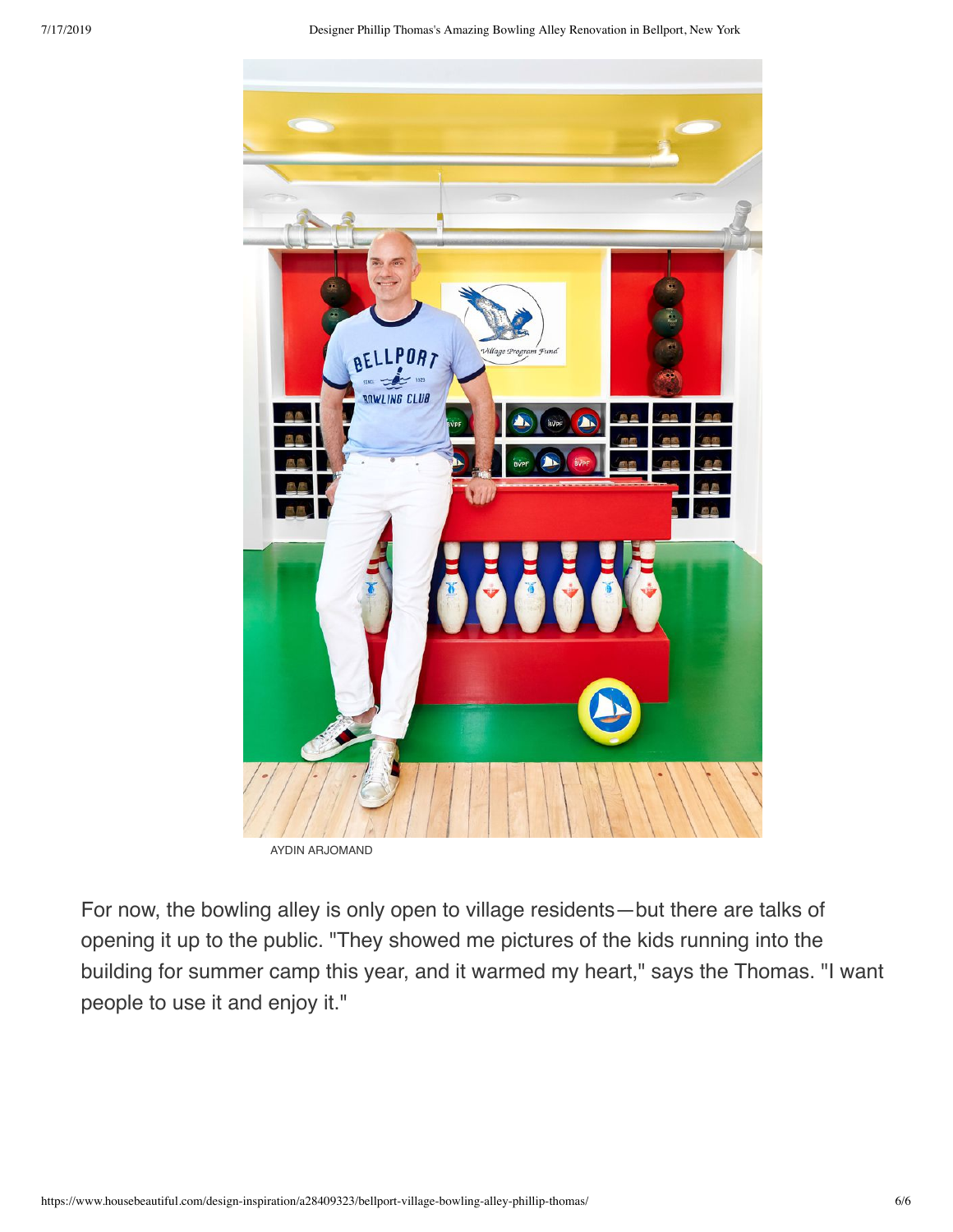AYDIN ARJOMAND

For now, the bowling alley is only open to village residents—but there are talks of opening it up to the public. "They showed me pictures of the kids running into the building for summer camp this year, and it warmed my heart," says the Thomas. "I want people to use it and enjoy it."